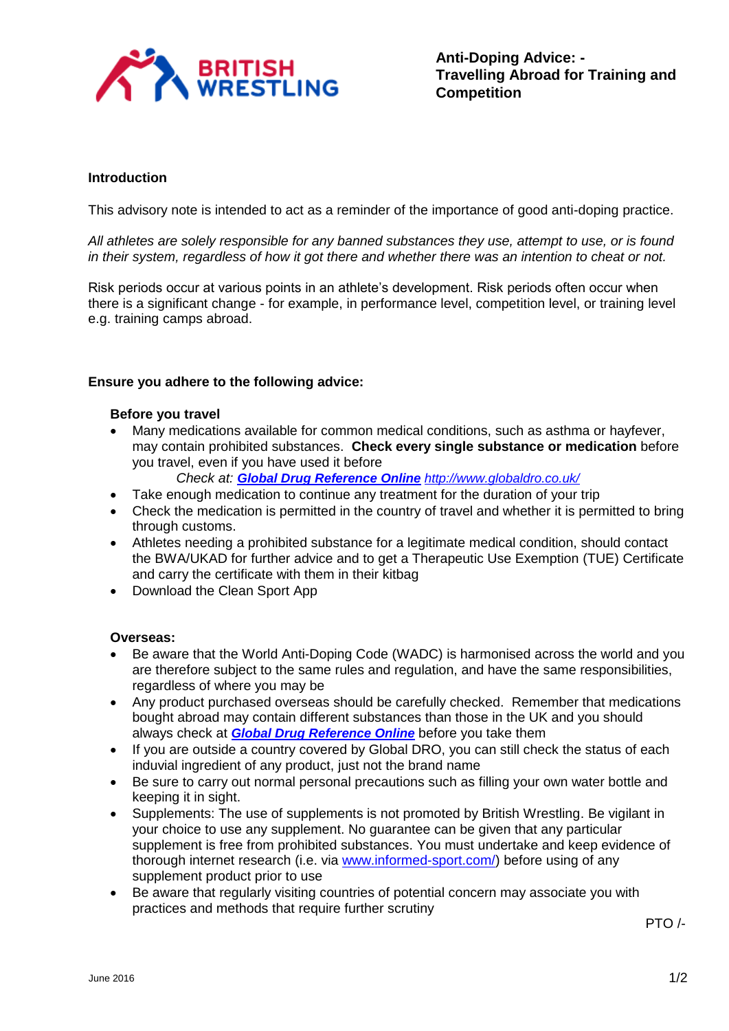BRITISH WRESTLING

# Anti-Doping Advice: - Travelling Abroad for Training and Competition

## Introduction

This advisory note is intended to act as a reminder of the importance of good anti-doping practice.

*All athletes are solely responsible for any banned substances they use, attempt to use, or is found in their system, regardless of how it got there and whether there was an intention to cheat or not.*

Risk periods occur at various points in an athlete's development. Risk periods often occur when there is a significant change - for example, in performance level, competition level, or training level e.g. training camps abroad.

## Ensure you adhere to the following advice:

### Before you travel

- Many medications available for common medical conditions, such as asthma or hayfever, may contain prohibited substances. **Check every single substance or medication** before you travel, even if you have used it before

  *Check at: **Global Drug Reference Online** http://www.globaldro.co.uk/*
- Take enough medication to continue any treatment for the duration of your trip
- Check the medication is permitted in the country of travel and whether it is permitted to bring through customs.
- Athletes needing a prohibited substance for a legitimate medical condition, should contact the BWA/UKAD for further advice and to get a Therapeutic Use Exemption (TUE) Certificate and carry the certificate with them in their kitbag
- Download the Clean Sport App

### Overseas:

- Be aware that the World Anti-Doping Code (WADC) is harmonised across the world and you are therefore subject to the same rules and regulation, and have the same responsibilities, regardless of where you may be
- Any product purchased overseas should be carefully checked. Remember that medications bought abroad may contain different substances than those in the UK and you should always check at ***Global Drug Reference Online*** before you take them
- If you are outside a country covered by Global DRO, you can still check the status of each induvial ingredient of any product, just not the brand name
- Be sure to carry out normal personal precautions such as filling your own water bottle and keeping it in sight.
- Supplements: The use of supplements is not promoted by British Wrestling. Be vigilant in your choice to use any supplement. No guarantee can be given that any particular supplement is free from prohibited substances. You must undertake and keep evidence of thorough internet research (i.e. via www.informed-sport.com/) before using of any supplement product prior to use
- Be aware that regularly visiting countries of potential concern may associate you with practices and methods that require further scrutiny

PTO /-

June 2016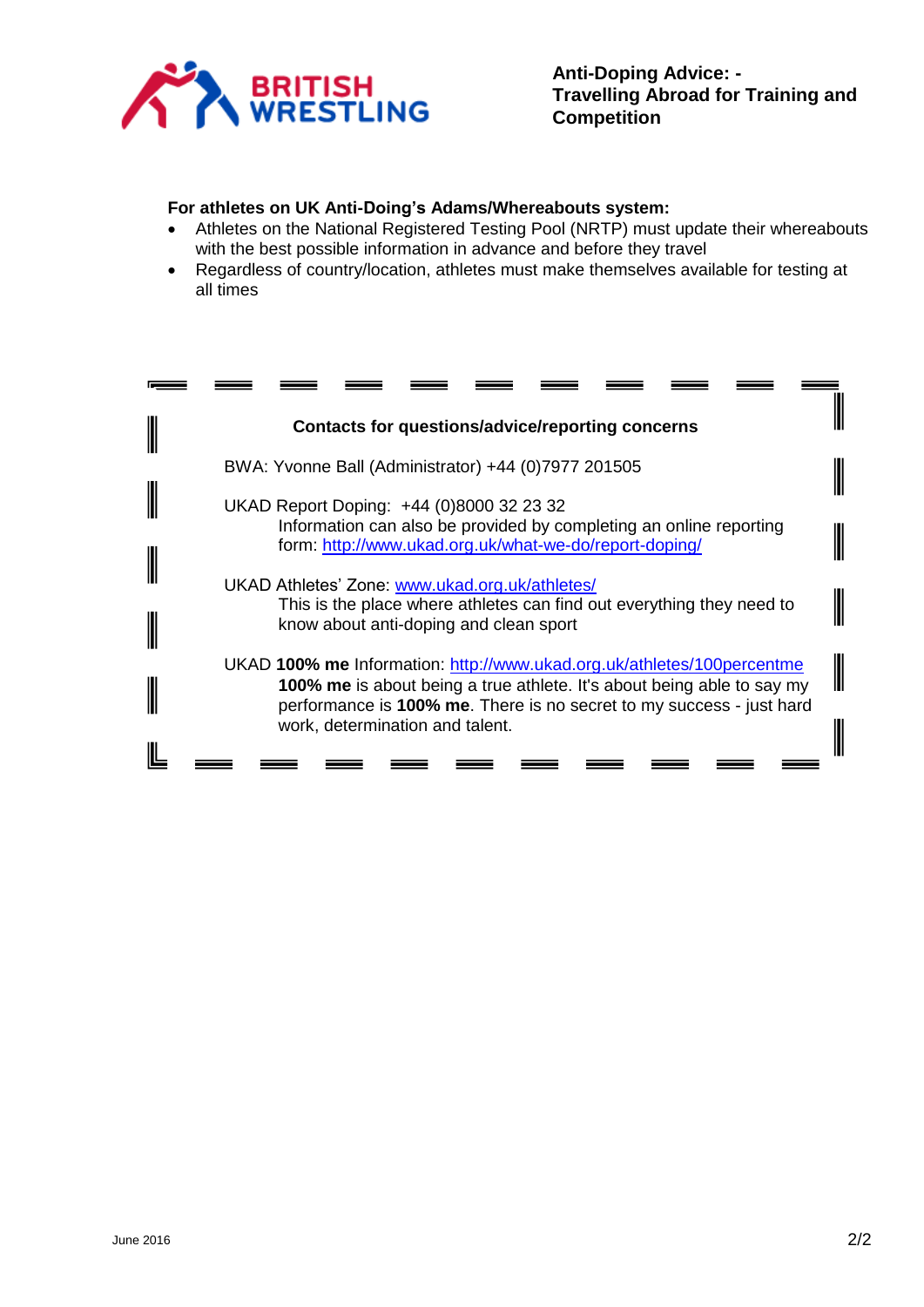**For athletes on UK Anti-Doing's Adams/Whereabouts system:**

- Athletes on the National Registered Testing Pool (NRTP) must update their whereabouts with the best possible information in advance and before they travel
- Regardless of country/location, athletes must make themselves available for testing at all times

**Contacts for questions/advice/reporting concerns**

BWA: Yvonne Ball (Administrator) +44 (0)7977 201505

UKAD Report Doping: +44 (0)8000 32 23 32
Information can also be provided by completing an online reporting form: http://www.ukad.org.uk/what-we-do/report-doping/

UKAD Athletes' Zone: www.ukad.org.uk/athletes/
This is the place where athletes can find out everything they need to know about anti-doping and clean sport

UKAD **100% me** Information: http://www.ukad.org.uk/athletes/100percentme
**100% me** is about being a true athlete. It's about being able to say my performance is **100% me**. There is no secret to my success - just hard work, determination and talent.

June 2016